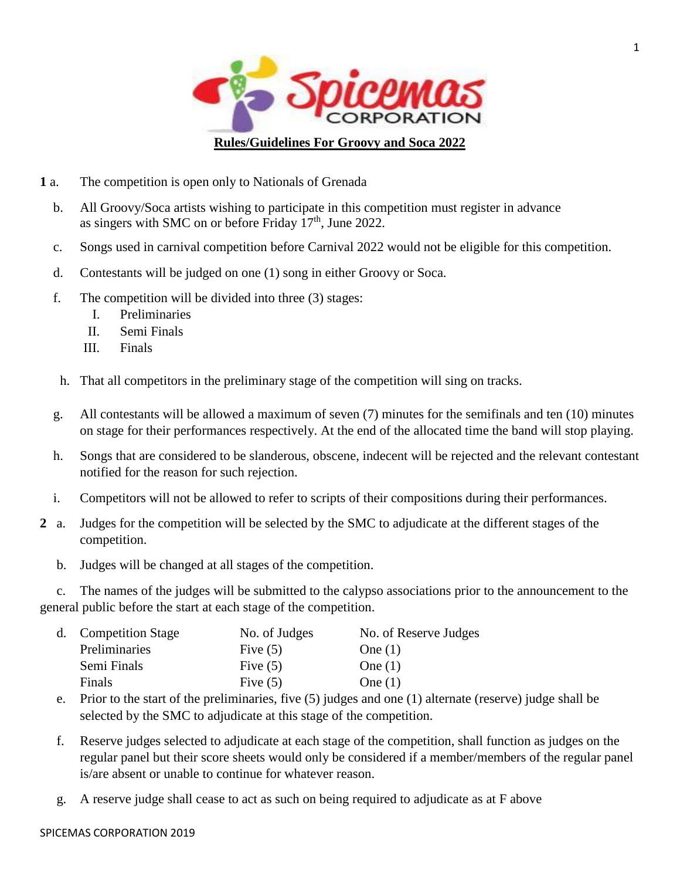# Rules/Guidelines For Groovy and Soca 2022

**1** a. The competition is open only to Nationals of Grenada

b. All Groovy/Soca artists wishing to participate in this competition must register in advance as singers with SMC on or before Friday 17th, June 2022.

c. Songs used in carnival competition before Carnival 2022 would not be eligible for this competition.

d. Contestants will be judged on one (1) song in either Groovy or Soca.

f. The competition will be divided into three (3) stages:

I. Preliminaries
II. Semi Finals
III. Finals

h. That all competitors in the preliminary stage of the competition will sing on tracks.

g. All contestants will be allowed a maximum of seven (7) minutes for the semifinals and ten (10) minutes on stage for their performances respectively. At the end of the allocated time the band will stop playing.

h. Songs that are considered to be slanderous, obscene, indecent will be rejected and the relevant contestant notified for the reason for such rejection.

i. Competitors will not be allowed to refer to scripts of their compositions during their performances.

**2** a. Judges for the competition will be selected by the SMC to adjudicate at the different stages of the competition.

b. Judges will be changed at all stages of the competition.

c. The names of the judges will be submitted to the calypso associations prior to the announcement to the general public before the start at each stage of the competition.

d.

| Competition Stage | No. of Judges | No. of Reserve Judges |
|---|---|---|
| Preliminaries | Five (5) | One (1) |
| Semi Finals | Five (5) | One (1) |
| Finals | Five (5) | One (1) |

e. Prior to the start of the preliminaries, five (5) judges and one (1) alternate (reserve) judge shall be selected by the SMC to adjudicate at this stage of the competition.

f. Reserve judges selected to adjudicate at each stage of the competition, shall function as judges on the regular panel but their score sheets would only be considered if a member/members of the regular panel is/are absent or unable to continue for whatever reason.

g. A reserve judge shall cease to act as such on being required to adjudicate as at F above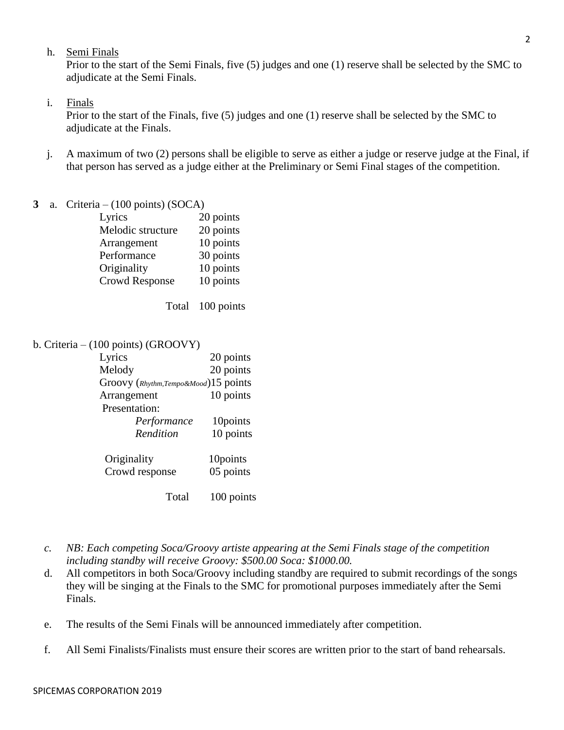h. <u>Semi Finals</u>
Prior to the start of the Semi Finals, five (5) judges and one (1) reserve shall be selected by the SMC to adjudicate at the Semi Finals.

i. <u>Finals</u>
Prior to the start of the Finals, five (5) judges and one (1) reserve shall be selected by the SMC to adjudicate at the Finals.

j. A maximum of two (2) persons shall be eligible to serve as either a judge or reserve judge at the Final, if that person has served as a judge either at the Preliminary or Semi Final stages of the competition.

**3** a. Criteria – (100 points) (SOCA)

| Criterion | Points |
|---|---|
| Lyrics | 20 points |
| Melodic structure | 20 points |
| Arrangement | 10 points |
| Performance | 30 points |
| Originality | 10 points |
| Crowd Response | 10 points |
| Total | 100 points |

b. Criteria – (100 points) (GROOVY)

| Criterion | Points |
|---|---|
| Lyrics | 20 points |
| Melody | 20 points |
| Groovy (*Rhythm,Tempo&Mood*) | 15 points |
| Arrangement | 10 points |
| Presentation: | |
| *Performance* | 10points |
| *Rendition* | 10 points |
| Originality | 10points |
| Crowd response | 05 points |
| Total | 100 points |

c. *NB: Each competing Soca/Groovy artiste appearing at the Semi Finals stage of the competition including standby will receive Groovy: $500.00 Soca: $1000.00.*

d. All competitors in both Soca/Groovy including standby are required to submit recordings of the songs they will be singing at the Finals to the SMC for promotional purposes immediately after the Semi Finals.

e. The results of the Semi Finals will be announced immediately after competition.

f. All Semi Finalists/Finalists must ensure their scores are written prior to the start of band rehearsals.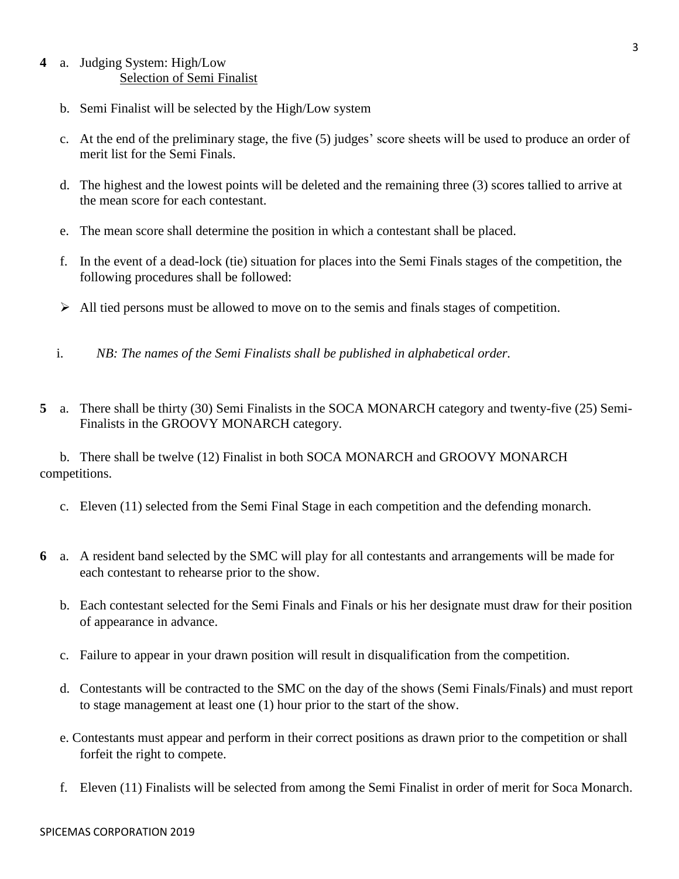**4** a. Judging System: High/Low
<u>Selection of Semi Finalist</u>

b. Semi Finalist will be selected by the High/Low system

c. At the end of the preliminary stage, the five (5) judges' score sheets will be used to produce an order of merit list for the Semi Finals.

d. The highest and the lowest points will be deleted and the remaining three (3) scores tallied to arrive at the mean score for each contestant.

e. The mean score shall determine the position in which a contestant shall be placed.

f. In the event of a dead-lock (tie) situation for places into the Semi Finals stages of the competition, the following procedures shall be followed:

- All tied persons must be allowed to move on to the semis and finals stages of competition.

i. *NB: The names of the Semi Finalists shall be published in alphabetical order.*

**5** a. There shall be thirty (30) Semi Finalists in the SOCA MONARCH category and twenty-five (25) Semi-Finalists in the GROOVY MONARCH category.

b. There shall be twelve (12) Finalist in both SOCA MONARCH and GROOVY MONARCH competitions.

c. Eleven (11) selected from the Semi Final Stage in each competition and the defending monarch.

**6** a. A resident band selected by the SMC will play for all contestants and arrangements will be made for each contestant to rehearse prior to the show.

b. Each contestant selected for the Semi Finals and Finals or his her designate must draw for their position of appearance in advance.

c. Failure to appear in your drawn position will result in disqualification from the competition.

d. Contestants will be contracted to the SMC on the day of the shows (Semi Finals/Finals) and must report to stage management at least one (1) hour prior to the start of the show.

e. Contestants must appear and perform in their correct positions as drawn prior to the competition or shall forfeit the right to compete.

f. Eleven (11) Finalists will be selected from among the Semi Finalist in order of merit for Soca Monarch.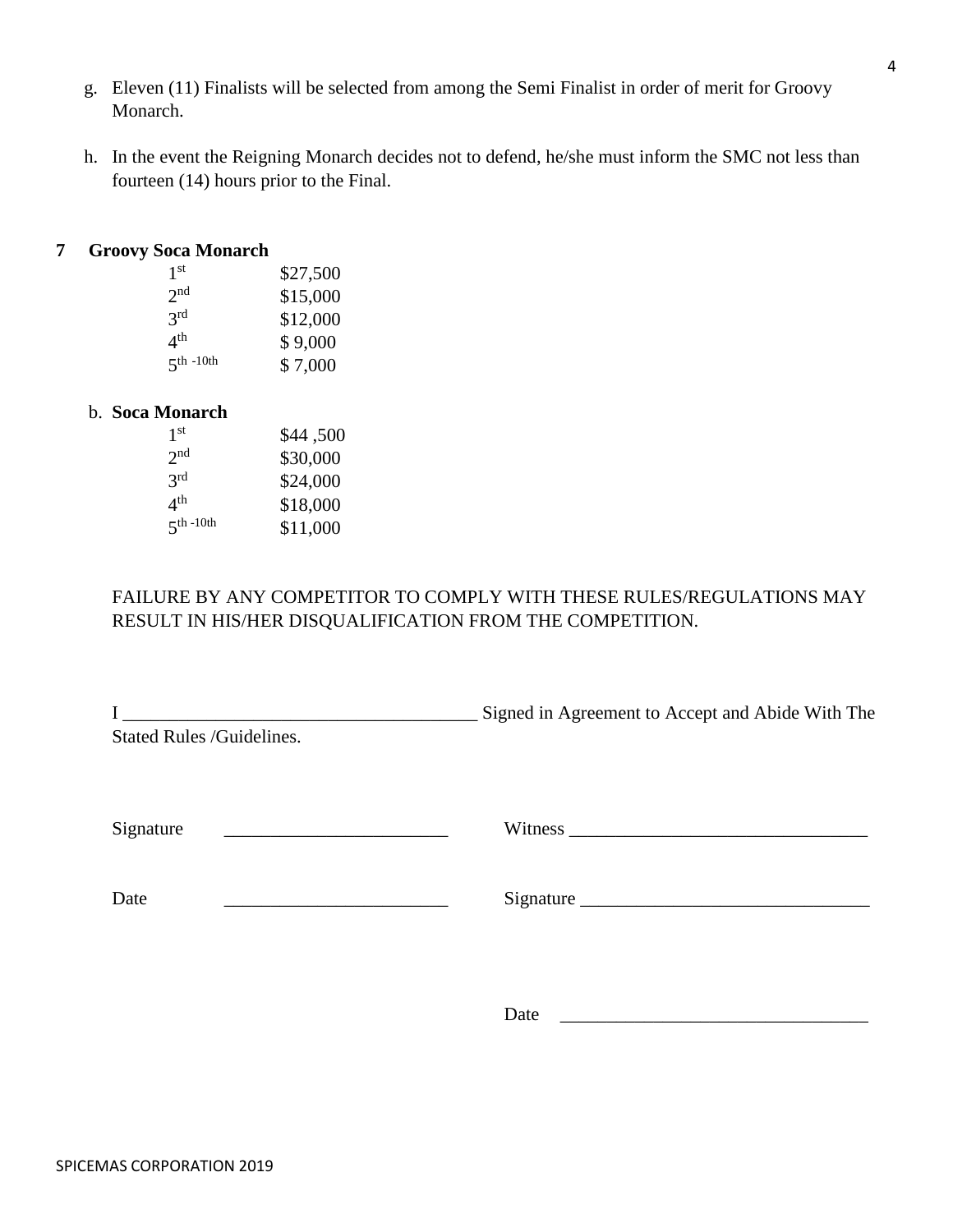g. Eleven (11) Finalists will be selected from among the Semi Finalist in order of merit for Groovy Monarch.

h. In the event the Reigning Monarch decides not to defend, he/she must inform the SMC not less than fourteen (14) hours prior to the Final.

**7 Groovy Soca Monarch**

| | |
|---|---|
| 1st | $27,500 |
| 2nd | $15,000 |
| 3rd | $12,000 |
| 4th | $ 9,000 |
| 5th -10th | $ 7,000 |

b. **Soca Monarch**

| | |
|---|---|
| 1st | $44 ,500 |
| 2nd | $30,000 |
| 3rd | $24,000 |
| 4th | $18,000 |
| 5th -10th | $11,000 |

FAILURE BY ANY COMPETITOR TO COMPLY WITH THESE RULES/REGULATIONS MAY RESULT IN HIS/HER DISQUALIFICATION FROM THE COMPETITION.

I ______________________________________ Signed in Agreement to Accept and Abide With The Stated Rules /Guidelines.

Signature ________________________ Witness ________________________________

Date ________________________ Signature _______________________________

Date _________________________________

SPICEMAS CORPORATION 2019